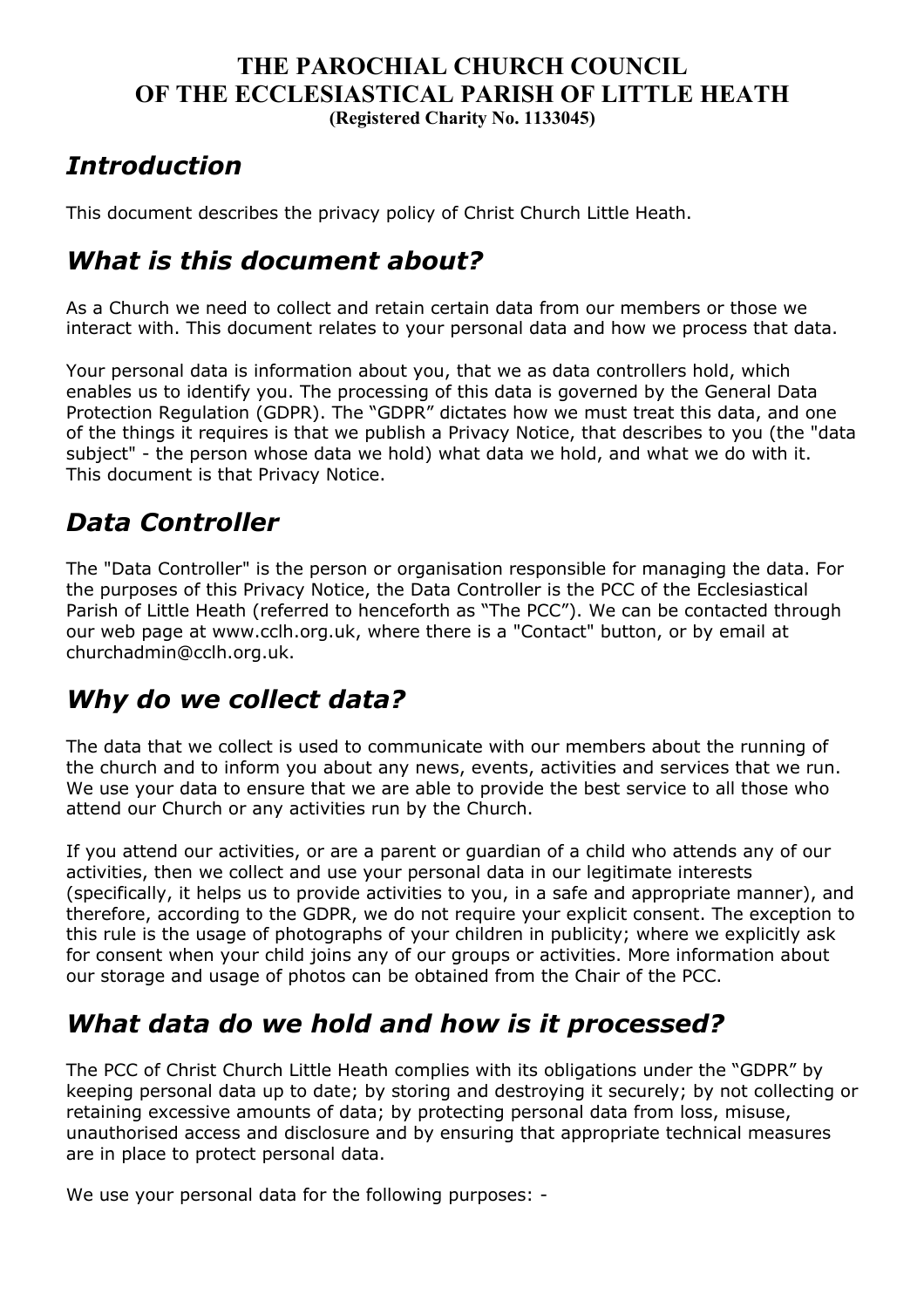# THE PAROCHIAL CHURCH COUNCIL
# OF THE ECCLESIASTICAL PARISH OF LITTLE HEATH

**(Registered Charity No. 1133045)**

## *Introduction*

This document describes the privacy policy of Christ Church Little Heath.

## *What is this document about?*

As a Church we need to collect and retain certain data from our members or those we interact with. This document relates to your personal data and how we process that data.

Your personal data is information about you, that we as data controllers hold, which enables us to identify you. The processing of this data is governed by the General Data Protection Regulation (GDPR). The "GDPR" dictates how we must treat this data, and one of the things it requires is that we publish a Privacy Notice, that describes to you (the "data subject" - the person whose data we hold) what data we hold, and what we do with it. This document is that Privacy Notice.

## *Data Controller*

The "Data Controller" is the person or organisation responsible for managing the data. For the purposes of this Privacy Notice, the Data Controller is the PCC of the Ecclesiastical Parish of Little Heath (referred to henceforth as "The PCC"). We can be contacted through our web page at www.cclh.org.uk, where there is a "Contact" button, or by email at churchadmin@cclh.org.uk.

## *Why do we collect data?*

The data that we collect is used to communicate with our members about the running of the church and to inform you about any news, events, activities and services that we run. We use your data to ensure that we are able to provide the best service to all those who attend our Church or any activities run by the Church.

If you attend our activities, or are a parent or guardian of a child who attends any of our activities, then we collect and use your personal data in our legitimate interests (specifically, it helps us to provide activities to you, in a safe and appropriate manner), and therefore, according to the GDPR, we do not require your explicit consent. The exception to this rule is the usage of photographs of your children in publicity; where we explicitly ask for consent when your child joins any of our groups or activities. More information about our storage and usage of photos can be obtained from the Chair of the PCC.

## *What data do we hold and how is it processed?*

The PCC of Christ Church Little Heath complies with its obligations under the "GDPR" by keeping personal data up to date; by storing and destroying it securely; by not collecting or retaining excessive amounts of data; by protecting personal data from loss, misuse, unauthorised access and disclosure and by ensuring that appropriate technical measures are in place to protect personal data.

We use your personal data for the following purposes: -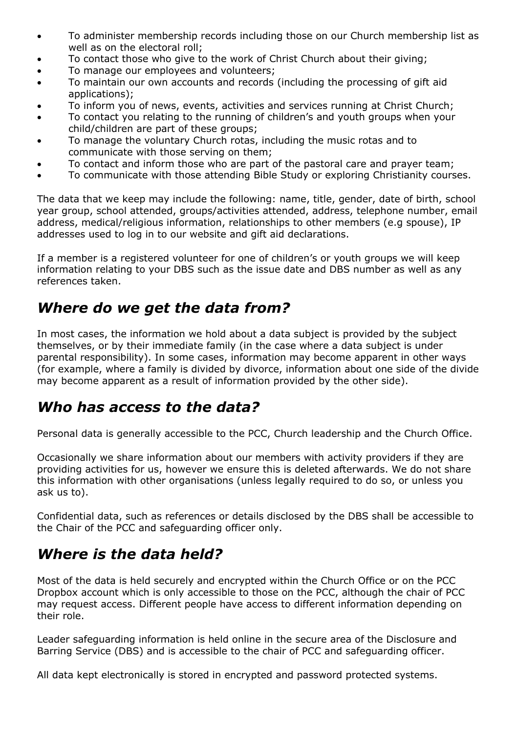- To administer membership records including those on our Church membership list as well as on the electoral roll;
- To contact those who give to the work of Christ Church about their giving;
- To manage our employees and volunteers;
- To maintain our own accounts and records (including the processing of gift aid applications);
- To inform you of news, events, activities and services running at Christ Church;
- To contact you relating to the running of children's and youth groups when your child/children are part of these groups;
- To manage the voluntary Church rotas, including the music rotas and to communicate with those serving on them;
- To contact and inform those who are part of the pastoral care and prayer team;
- To communicate with those attending Bible Study or exploring Christianity courses.

The data that we keep may include the following: name, title, gender, date of birth, school year group, school attended, groups/activities attended, address, telephone number, email address, medical/religious information, relationships to other members (e.g spouse), IP addresses used to log in to our website and gift aid declarations.

If a member is a registered volunteer for one of children's or youth groups we will keep information relating to your DBS such as the issue date and DBS number as well as any references taken.

## *Where do we get the data from?*

In most cases, the information we hold about a data subject is provided by the subject themselves, or by their immediate family (in the case where a data subject is under parental responsibility). In some cases, information may become apparent in other ways (for example, where a family is divided by divorce, information about one side of the divide may become apparent as a result of information provided by the other side).

## *Who has access to the data?*

Personal data is generally accessible to the PCC, Church leadership and the Church Office.

Occasionally we share information about our members with activity providers if they are providing activities for us, however we ensure this is deleted afterwards. We do not share this information with other organisations (unless legally required to do so, or unless you ask us to).

Confidential data, such as references or details disclosed by the DBS shall be accessible to the Chair of the PCC and safeguarding officer only.

## *Where is the data held?*

Most of the data is held securely and encrypted within the Church Office or on the PCC Dropbox account which is only accessible to those on the PCC, although the chair of PCC may request access. Different people have access to different information depending on their role.

Leader safeguarding information is held online in the secure area of the Disclosure and Barring Service (DBS) and is accessible to the chair of PCC and safeguarding officer.

All data kept electronically is stored in encrypted and password protected systems.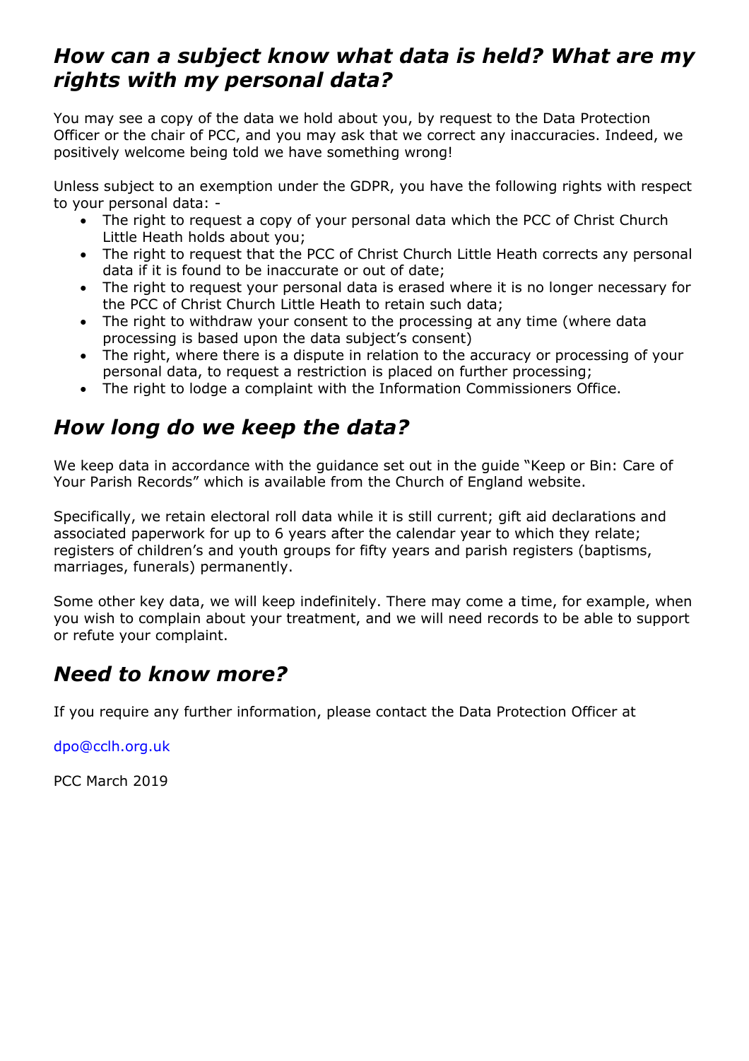## *How can a subject know what data is held? What are my rights with my personal data?*

You may see a copy of the data we hold about you, by request to the Data Protection Officer or the chair of PCC, and you may ask that we correct any inaccuracies. Indeed, we positively welcome being told we have something wrong!

Unless subject to an exemption under the GDPR, you have the following rights with respect to your personal data: -

- The right to request a copy of your personal data which the PCC of Christ Church Little Heath holds about you;
- The right to request that the PCC of Christ Church Little Heath corrects any personal data if it is found to be inaccurate or out of date;
- The right to request your personal data is erased where it is no longer necessary for the PCC of Christ Church Little Heath to retain such data;
- The right to withdraw your consent to the processing at any time (where data processing is based upon the data subject's consent)
- The right, where there is a dispute in relation to the accuracy or processing of your personal data, to request a restriction is placed on further processing;
- The right to lodge a complaint with the Information Commissioners Office.

## *How long do we keep the data?*

We keep data in accordance with the guidance set out in the guide "Keep or Bin: Care of Your Parish Records" which is available from the Church of England website.

Specifically, we retain electoral roll data while it is still current; gift aid declarations and associated paperwork for up to 6 years after the calendar year to which they relate; registers of children's and youth groups for fifty years and parish registers (baptisms, marriages, funerals) permanently.

Some other key data, we will keep indefinitely. There may come a time, for example, when you wish to complain about your treatment, and we will need records to be able to support or refute your complaint.

## *Need to know more?*

If you require any further information, please contact the Data Protection Officer at

dpo@cclh.org.uk

PCC March 2019